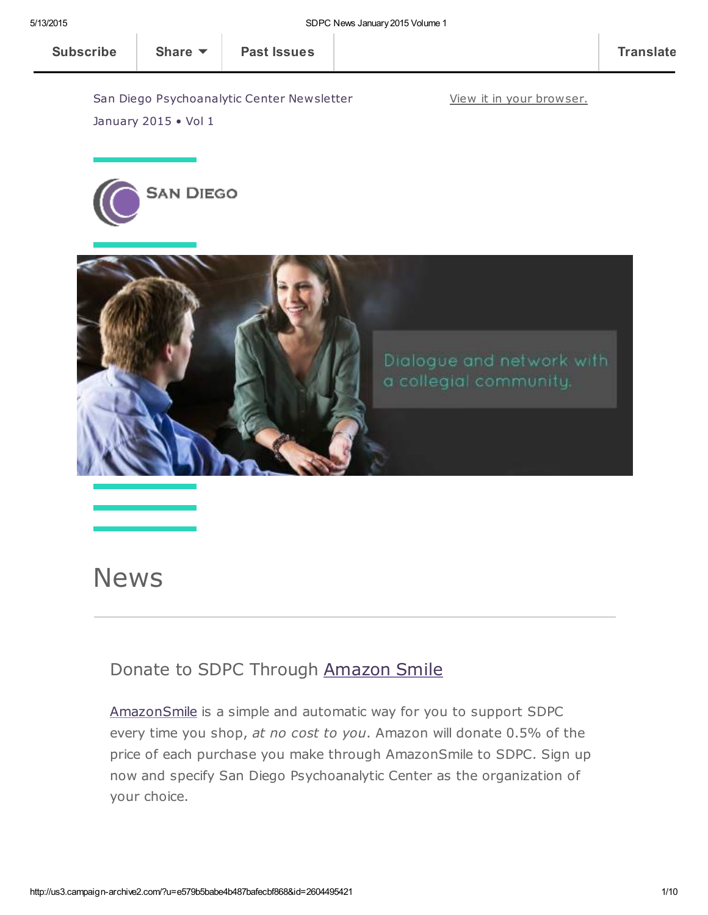Subscribe | Share | Past Issues | Translate

San Diego Psychoanalytic Center Newsletter

January 2015 • Vol 1

View it in your browser.

SAN DIEGO

Dialogue and network with a collegial community.

# News

## Donate to SDPC Through Amazon Smile

AmazonSmile is a simple and automatic way for you to support SDPC every time you shop, *at no cost to you*. Amazon will donate 0.5% of the price of each purchase you make through AmazonSmile to SDPC. Sign up now and specify San Diego Psychoanalytic Center as the organization of your choice.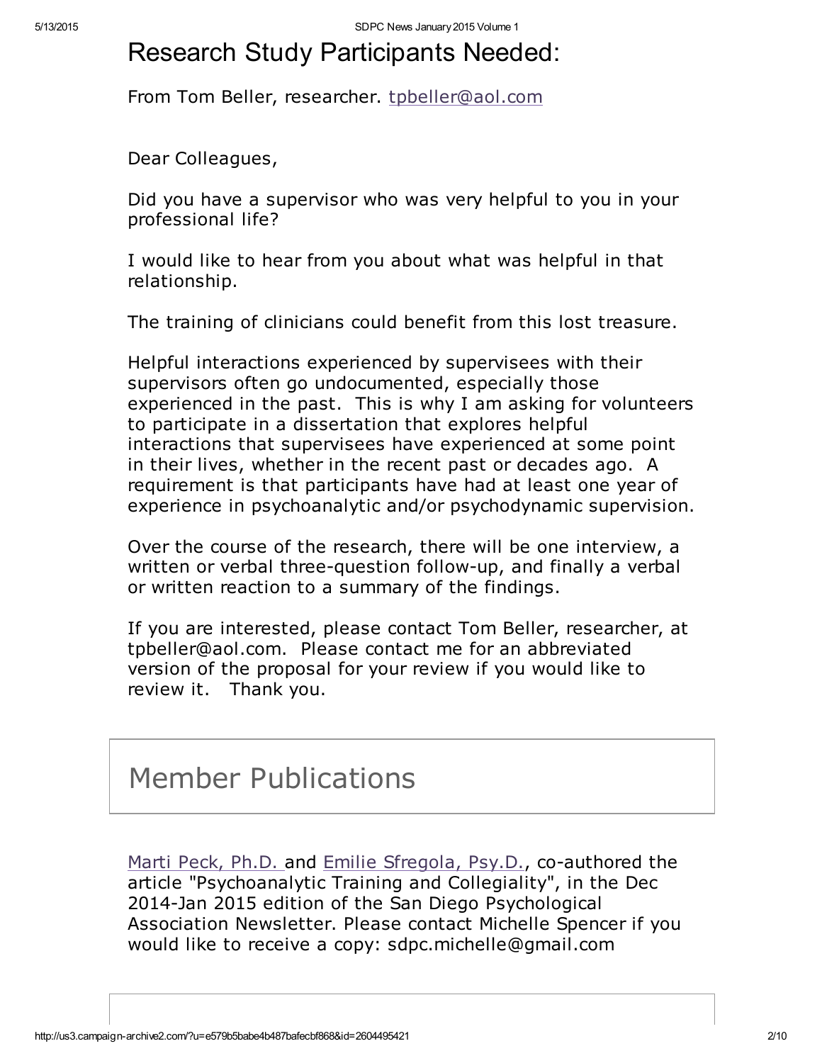# Research Study Participants Needed:

From Tom Beller, researcher. tpbeller@aol.com

Dear Colleagues,

Did you have a supervisor who was very helpful to you in your professional life?

I would like to hear from you about what was helpful in that relationship.

The training of clinicians could benefit from this lost treasure.

Helpful interactions experienced by supervisees with their supervisors often go undocumented, especially those experienced in the past. This is why I am asking for volunteers to participate in a dissertation that explores helpful interactions that supervisees have experienced at some point in their lives, whether in the recent past or decades ago. A requirement is that participants have had at least one year of experience in psychoanalytic and/or psychodynamic supervision.

Over the course of the research, there will be one interview, a written or verbal three-question follow-up, and finally a verbal or written reaction to a summary of the findings.

If you are interested, please contact Tom Beller, researcher, at tpbeller@aol.com. Please contact me for an abbreviated version of the proposal for your review if you would like to review it. Thank you.

## Member Publications

Marti Peck, Ph.D. and Emilie Sfregola, Psy.D., co-authored the article "Psychoanalytic Training and Collegiality", in the Dec 2014-Jan 2015 edition of the San Diego Psychological Association Newsletter. Please contact Michelle Spencer if you would like to receive a copy: sdpc.michelle@gmail.com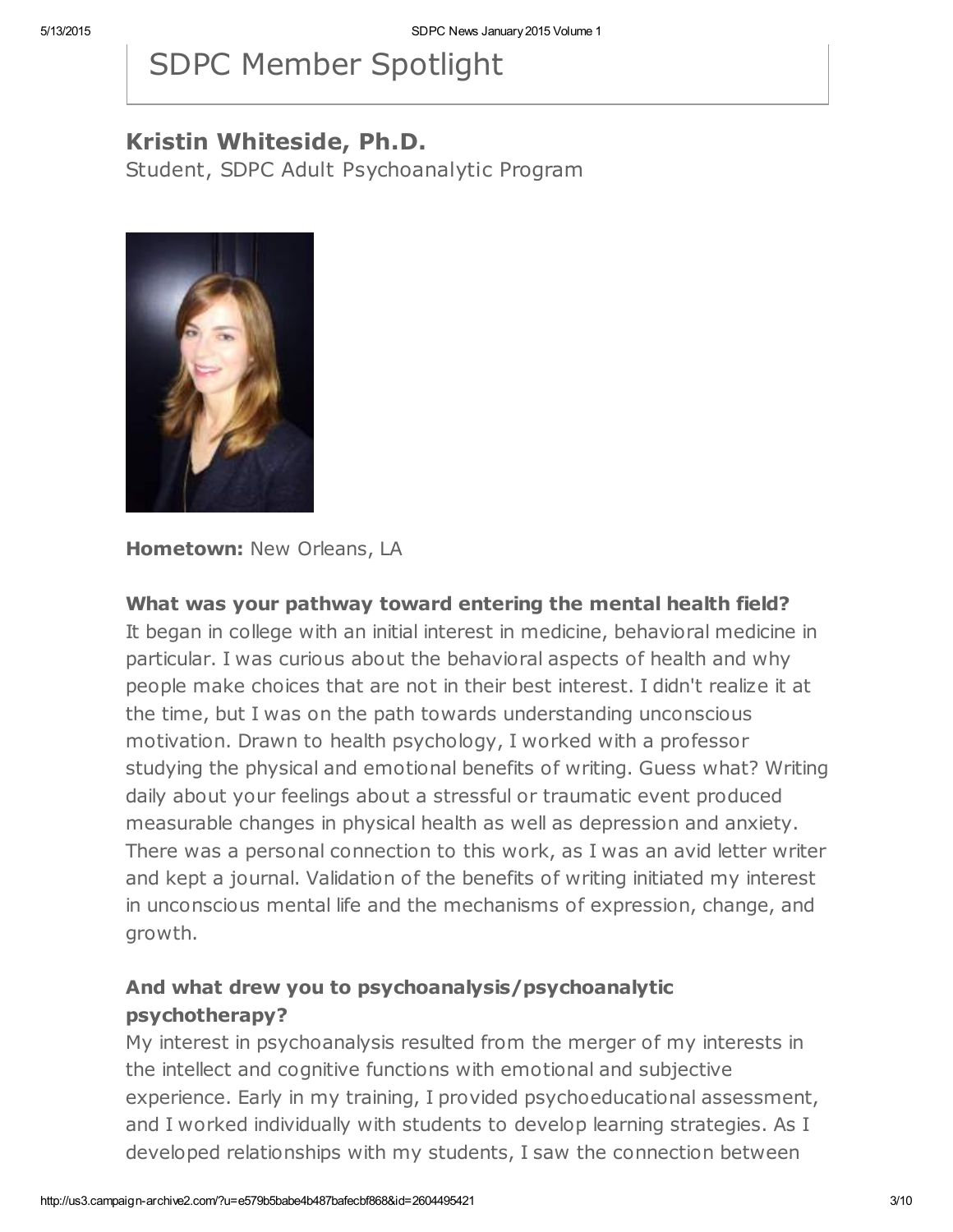# SDPC Member Spotlight

## Kristin Whiteside, Ph.D.

Student, SDPC Adult Psychoanalytic Program

**Hometown:** New Orleans, LA

### What was your pathway toward entering the mental health field?

It began in college with an initial interest in medicine, behavioral medicine in particular. I was curious about the behavioral aspects of health and why people make choices that are not in their best interest. I didn't realize it at the time, but I was on the path towards understanding unconscious motivation. Drawn to health psychology, I worked with a professor studying the physical and emotional benefits of writing. Guess what? Writing daily about your feelings about a stressful or traumatic event produced measurable changes in physical health as well as depression and anxiety. There was a personal connection to this work, as I was an avid letter writer and kept a journal. Validation of the benefits of writing initiated my interest in unconscious mental life and the mechanisms of expression, change, and growth.

### And what drew you to psychoanalysis/psychoanalytic psychotherapy?

My interest in psychoanalysis resulted from the merger of my interests in the intellect and cognitive functions with emotional and subjective experience. Early in my training, I provided psychoeducational assessment, and I worked individually with students to develop learning strategies. As I developed relationships with my students, I saw the connection between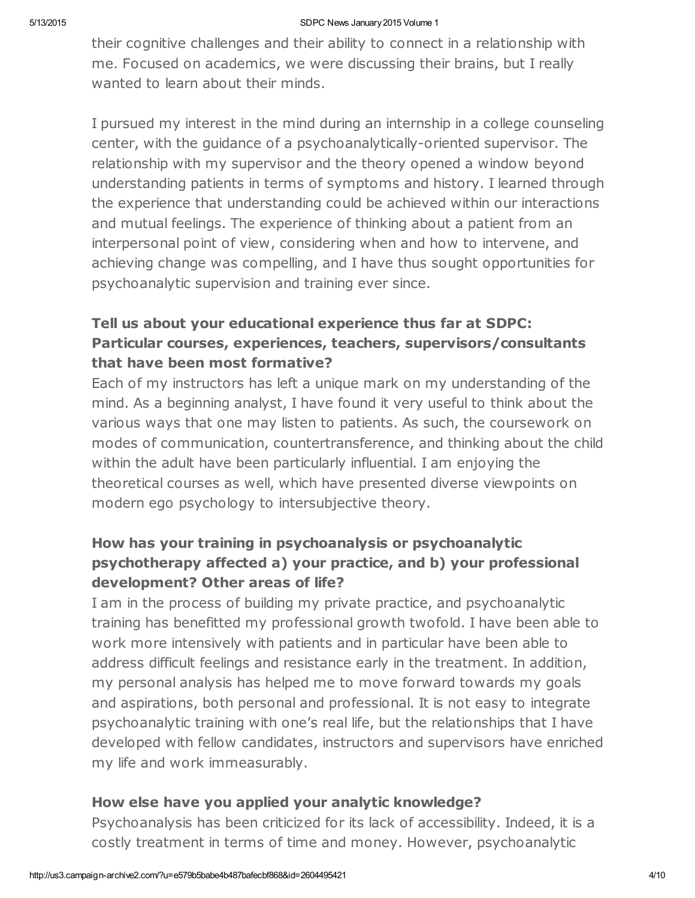their cognitive challenges and their ability to connect in a relationship with me. Focused on academics, we were discussing their brains, but I really wanted to learn about their minds.

I pursued my interest in the mind during an internship in a college counseling center, with the guidance of a psychoanalytically-oriented supervisor. The relationship with my supervisor and the theory opened a window beyond understanding patients in terms of symptoms and history. I learned through the experience that understanding could be achieved within our interactions and mutual feelings. The experience of thinking about a patient from an interpersonal point of view, considering when and how to intervene, and achieving change was compelling, and I have thus sought opportunities for psychoanalytic supervision and training ever since.

**Tell us about your educational experience thus far at SDPC: Particular courses, experiences, teachers, supervisors/consultants that have been most formative?**

Each of my instructors has left a unique mark on my understanding of the mind. As a beginning analyst, I have found it very useful to think about the various ways that one may listen to patients. As such, the coursework on modes of communication, countertransference, and thinking about the child within the adult have been particularly influential. I am enjoying the theoretical courses as well, which have presented diverse viewpoints on modern ego psychology to intersubjective theory.

**How has your training in psychoanalysis or psychoanalytic psychotherapy affected a) your practice, and b) your professional development? Other areas of life?**

I am in the process of building my private practice, and psychoanalytic training has benefitted my professional growth twofold. I have been able to work more intensively with patients and in particular have been able to address difficult feelings and resistance early in the treatment. In addition, my personal analysis has helped me to move forward towards my goals and aspirations, both personal and professional. It is not easy to integrate psychoanalytic training with one's real life, but the relationships that I have developed with fellow candidates, instructors and supervisors have enriched my life and work immeasurably.

**How else have you applied your analytic knowledge?**

Psychoanalysis has been criticized for its lack of accessibility. Indeed, it is a costly treatment in terms of time and money. However, psychoanalytic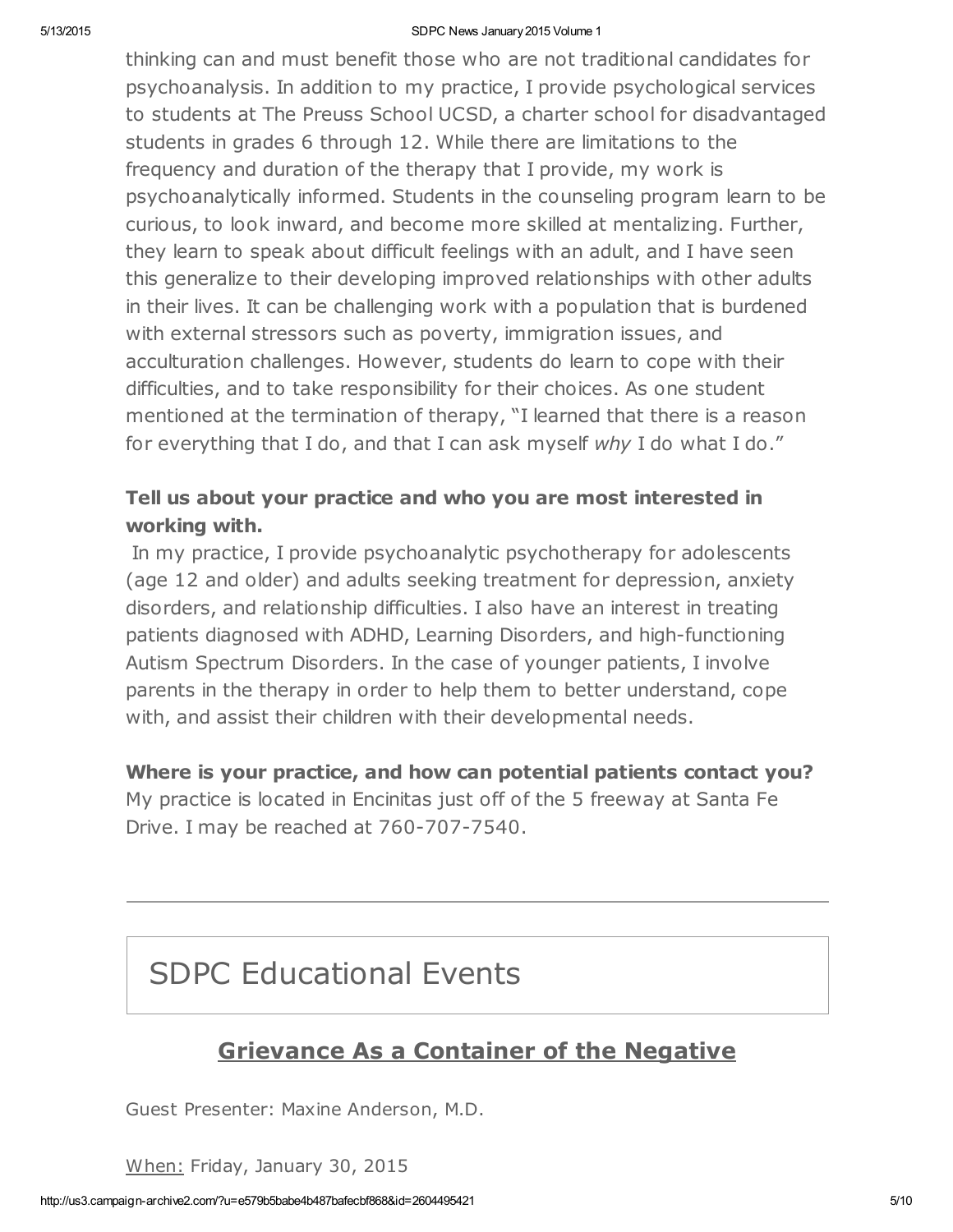thinking can and must benefit those who are not traditional candidates for psychoanalysis. In addition to my practice, I provide psychological services to students at The Preuss School UCSD, a charter school for disadvantaged students in grades 6 through 12. While there are limitations to the frequency and duration of the therapy that I provide, my work is psychoanalytically informed. Students in the counseling program learn to be curious, to look inward, and become more skilled at mentalizing. Further, they learn to speak about difficult feelings with an adult, and I have seen this generalize to their developing improved relationships with other adults in their lives. It can be challenging work with a population that is burdened with external stressors such as poverty, immigration issues, and acculturation challenges. However, students do learn to cope with their difficulties, and to take responsibility for their choices. As one student mentioned at the termination of therapy, "I learned that there is a reason for everything that I do, and that I can ask myself *why* I do what I do."

**Tell us about your practice and who you are most interested in working with.**

In my practice, I provide psychoanalytic psychotherapy for adolescents (age 12 and older) and adults seeking treatment for depression, anxiety disorders, and relationship difficulties. I also have an interest in treating patients diagnosed with ADHD, Learning Disorders, and high-functioning Autism Spectrum Disorders. In the case of younger patients, I involve parents in the therapy in order to help them to better understand, cope with, and assist their children with their developmental needs.

**Where is your practice, and how can potential patients contact you?**

My practice is located in Encinitas just off of the 5 freeway at Santa Fe Drive. I may be reached at 760-707-7540.

---

# SDPC Educational Events

## Grievance As a Container of the Negative

Guest Presenter: Maxine Anderson, M.D.

When: Friday, January 30, 2015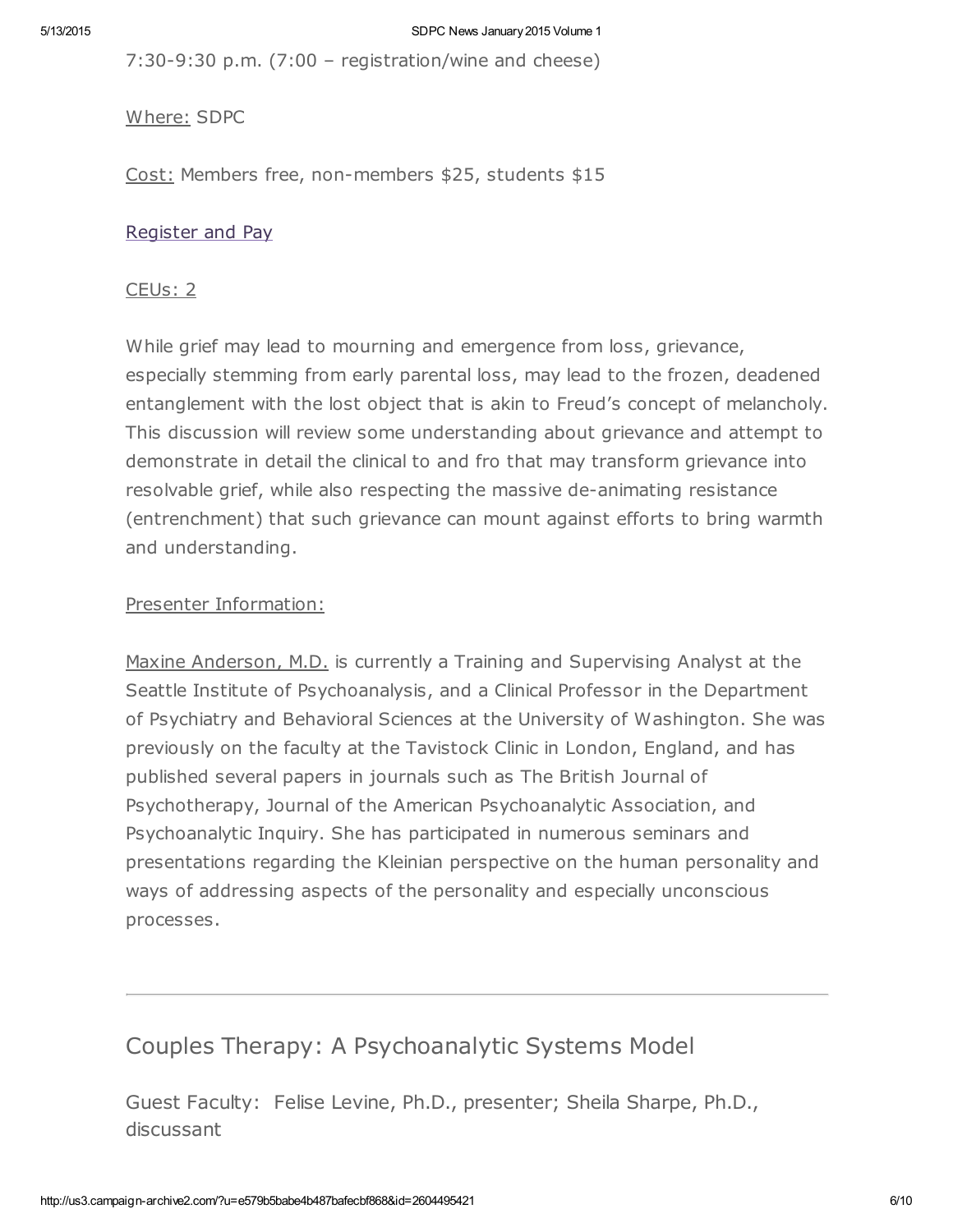7:30-9:30 p.m. (7:00 – registration/wine and cheese)

Where: SDPC

Cost: Members free, non-members $25, students $15

Register and Pay

CEUs: 2

While grief may lead to mourning and emergence from loss, grievance, especially stemming from early parental loss, may lead to the frozen, deadened entanglement with the lost object that is akin to Freud's concept of melancholy. This discussion will review some understanding about grievance and attempt to demonstrate in detail the clinical to and fro that may transform grievance into resolvable grief, while also respecting the massive de-animating resistance (entrenchment) that such grievance can mount against efforts to bring warmth and understanding.

Presenter Information:

Maxine Anderson, M.D. is currently a Training and Supervising Analyst at the Seattle Institute of Psychoanalysis, and a Clinical Professor in the Department of Psychiatry and Behavioral Sciences at the University of Washington. She was previously on the faculty at the Tavistock Clinic in London, England, and has published several papers in journals such as The British Journal of Psychotherapy, Journal of the American Psychoanalytic Association, and Psychoanalytic Inquiry. She has participated in numerous seminars and presentations regarding the Kleinian perspective on the human personality and ways of addressing aspects of the personality and especially unconscious processes.

---

## Couples Therapy: A Psychoanalytic Systems Model

Guest Faculty: Felise Levine, Ph.D., presenter; Sheila Sharpe, Ph.D., discussant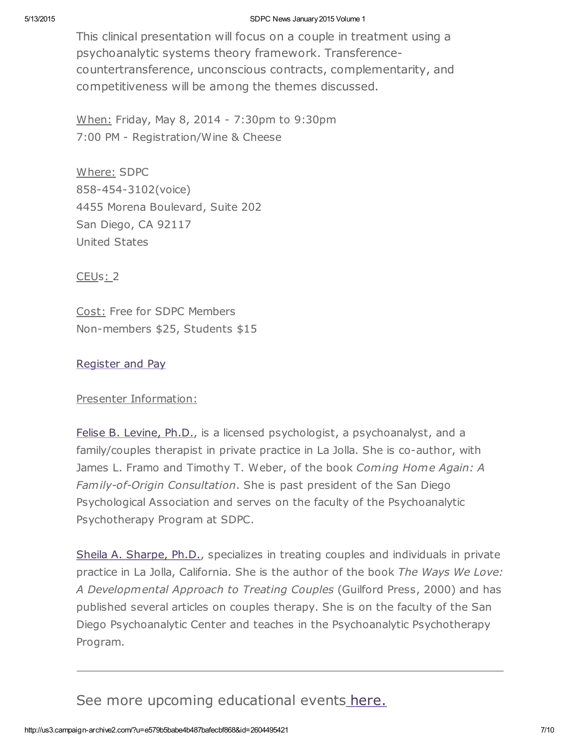This clinical presentation will focus on a couple in treatment using a psychoanalytic systems theory framework. Transference-countertransference, unconscious contracts, complementarity, and competitiveness will be among the themes discussed.

When: Friday, May 8, 2014 - 7:30pm to 9:30pm
7:00 PM - Registration/Wine & Cheese

Where: SDPC
858-454-3102(voice)
4455 Morena Boulevard, Suite 202
San Diego, CA 92117
United States

CEUs: 2

Cost: Free for SDPC Members
Non-members $25, Students $15

Register and Pay

Presenter Information:

Felise B. Levine, Ph.D., is a licensed psychologist, a psychoanalyst, and a family/couples therapist in private practice in La Jolla. She is co-author, with James L. Framo and Timothy T. Weber, of the book *Coming Home Again: A Family-of-Origin Consultation*. She is past president of the San Diego Psychological Association and serves on the faculty of the Psychoanalytic Psychotherapy Program at SDPC.

Sheila A. Sharpe, Ph.D., specializes in treating couples and individuals in private practice in La Jolla, California. She is the author of the book *The Ways We Love: A Developmental Approach to Treating Couples* (Guilford Press, 2000) and has published several articles on couples therapy. She is on the faculty of the San Diego Psychoanalytic Center and teaches in the Psychoanalytic Psychotherapy Program.

---

## See more upcoming educational events here.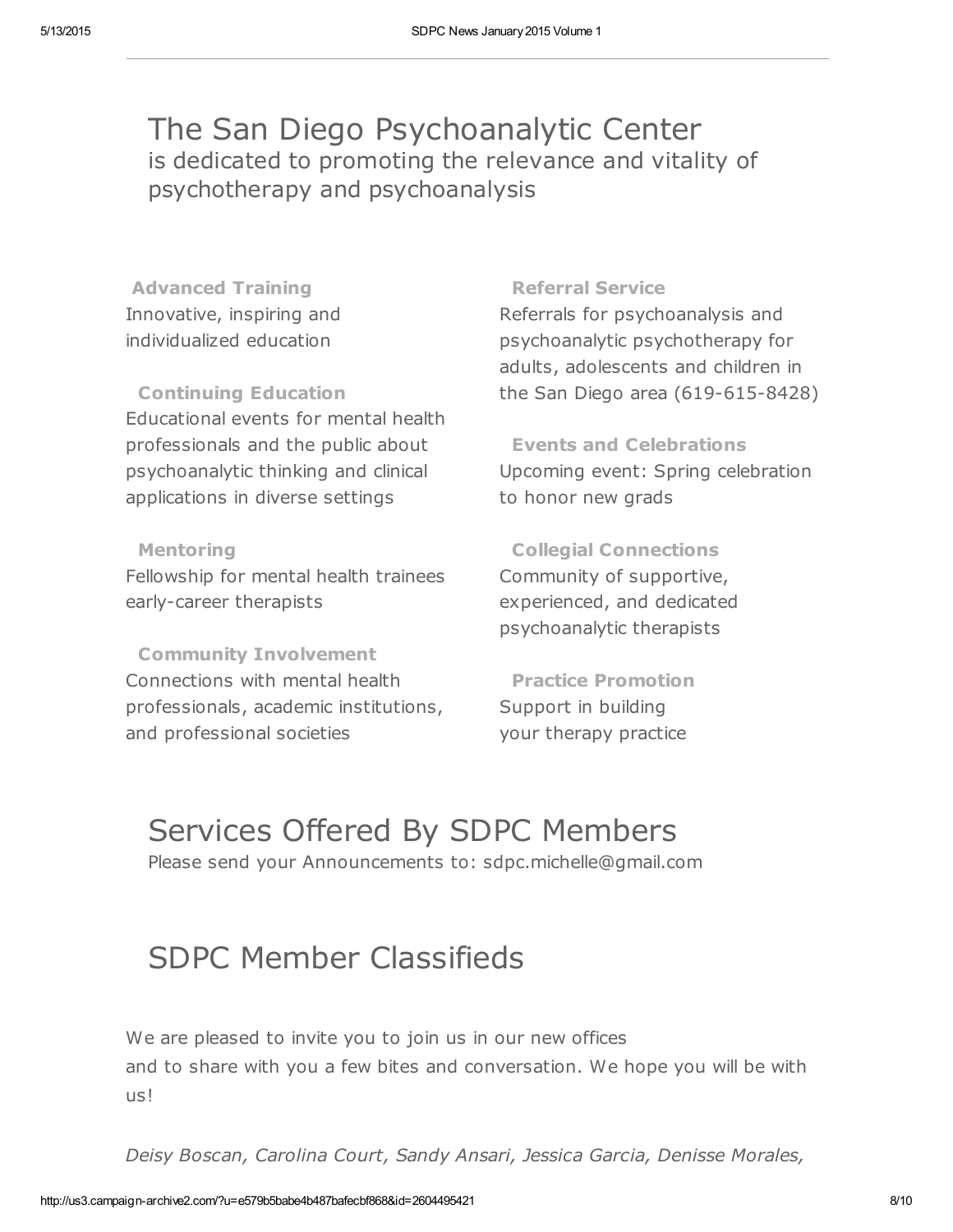# The San Diego Psychoanalytic Center

is dedicated to promoting the relevance and vitality of psychotherapy and psychoanalysis

**Advanced Training**
Innovative, inspiring and individualized education

**Continuing Education**
Educational events for mental health professionals and the public about psychoanalytic thinking and clinical applications in diverse settings

**Mentoring**
Fellowship for mental health trainees early-career therapists

**Community Involvement**
Connections with mental health professionals, academic institutions, and professional societies

**Referral Service**
Referrals for psychoanalysis and psychoanalytic psychotherapy for adults, adolescents and children in the San Diego area (619-615-8428)

**Events and Celebrations**
Upcoming event: Spring celebration to honor new grads

**Collegial Connections**
Community of supportive, experienced, and dedicated psychoanalytic therapists

**Practice Promotion**
Support in building your therapy practice

# Services Offered By SDPC Members

Please send your Announcements to: sdpc.michelle@gmail.com

# SDPC Member Classifieds

We are pleased to invite you to join us in our new offices and to share with you a few bites and conversation. We hope you will be with us!

*Deisy Boscan, Carolina Court, Sandy Ansari, Jessica Garcia, Denisse Morales,*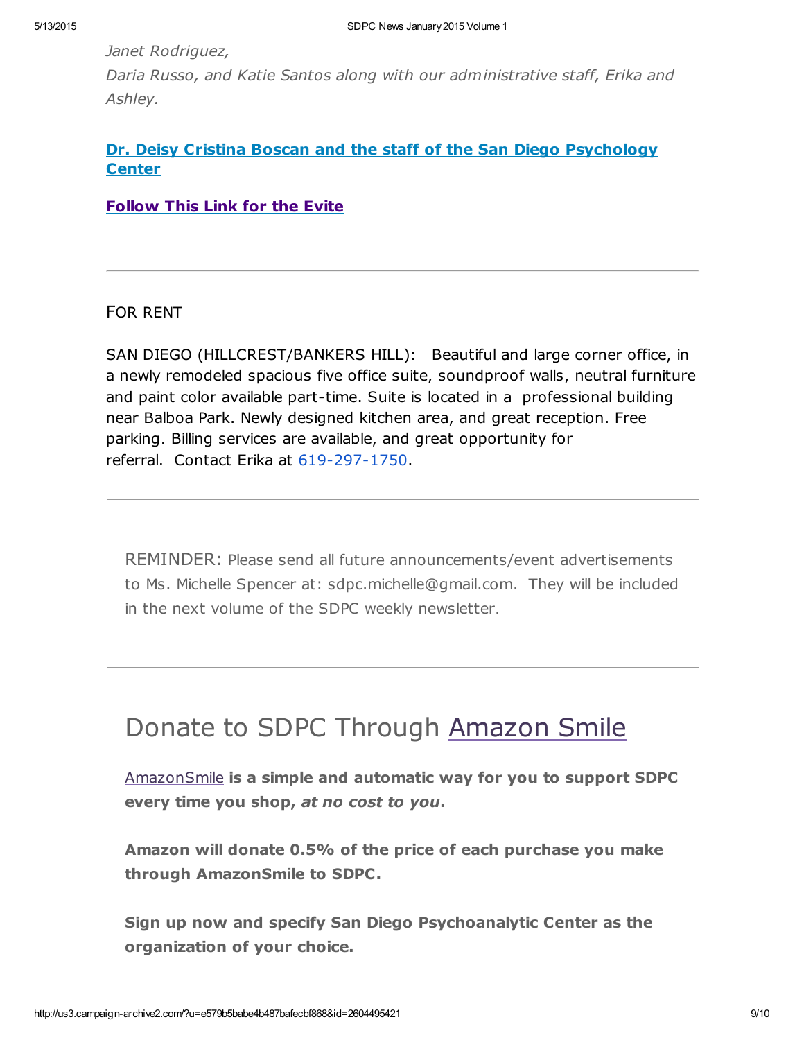*Janet Rodriguez,*
*Daria Russo, and Katie Santos along with our administrative staff, Erika and Ashley.*

**Dr. Deisy Cristina Boscan and the staff of the San Diego Psychology Center**

**Follow This Link for the Evite**

---

FOR RENT

SAN DIEGO (HILLCREST/BANKERS HILL): Beautiful and large corner office, in a newly remodeled spacious five office suite, soundproof walls, neutral furniture and paint color available part-time. Suite is located in a professional building near Balboa Park. Newly designed kitchen area, and great reception. Free parking. Billing services are available, and great opportunity for referral. Contact Erika at 619-297-1750.

---

REMINDER: Please send all future announcements/event advertisements to Ms. Michelle Spencer at: sdpc.michelle@gmail.com. They will be included in the next volume of the SDPC weekly newsletter.

---

# Donate to SDPC Through Amazon Smile

AmazonSmile **is a simple and automatic way for you to support SDPC every time you shop, *at no cost to you*.**

**Amazon will donate 0.5% of the price of each purchase you make through AmazonSmile to SDPC.**

**Sign up now and specify San Diego Psychoanalytic Center as the organization of your choice.**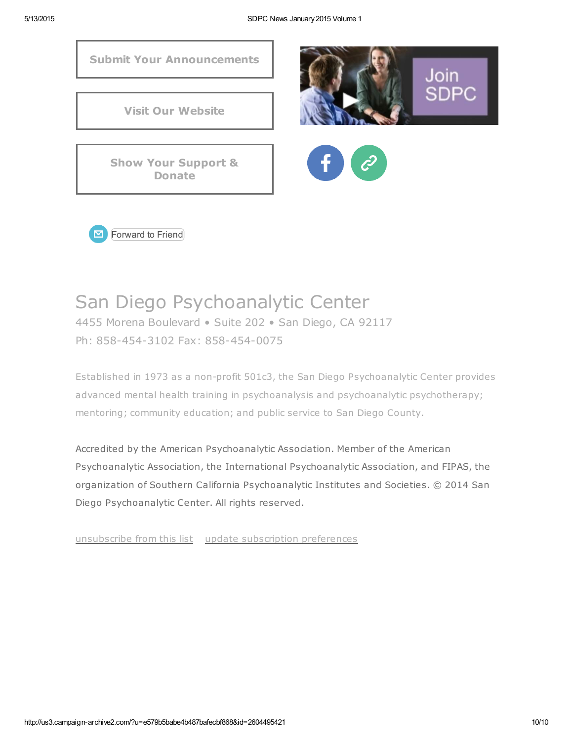Submit Your Announcements

Visit Our Website

Show Your Support & Donate

Join SDPC

Forward to Friend

# San Diego Psychoanalytic Center

4455 Morena Boulevard • Suite 202 • San Diego, CA 92117

Ph: 858-454-3102 Fax: 858-454-0075

Established in 1973 as a non-profit 501c3, the San Diego Psychoanalytic Center provides advanced mental health training in psychoanalysis and psychoanalytic psychotherapy; mentoring; community education; and public service to San Diego County.

Accredited by the American Psychoanalytic Association. Member of the American Psychoanalytic Association, the International Psychoanalytic Association, and FIPAS, the organization of Southern California Psychoanalytic Institutes and Societies. © 2014 San Diego Psychoanalytic Center. All rights reserved.

unsubscribe from this list    update subscription preferences